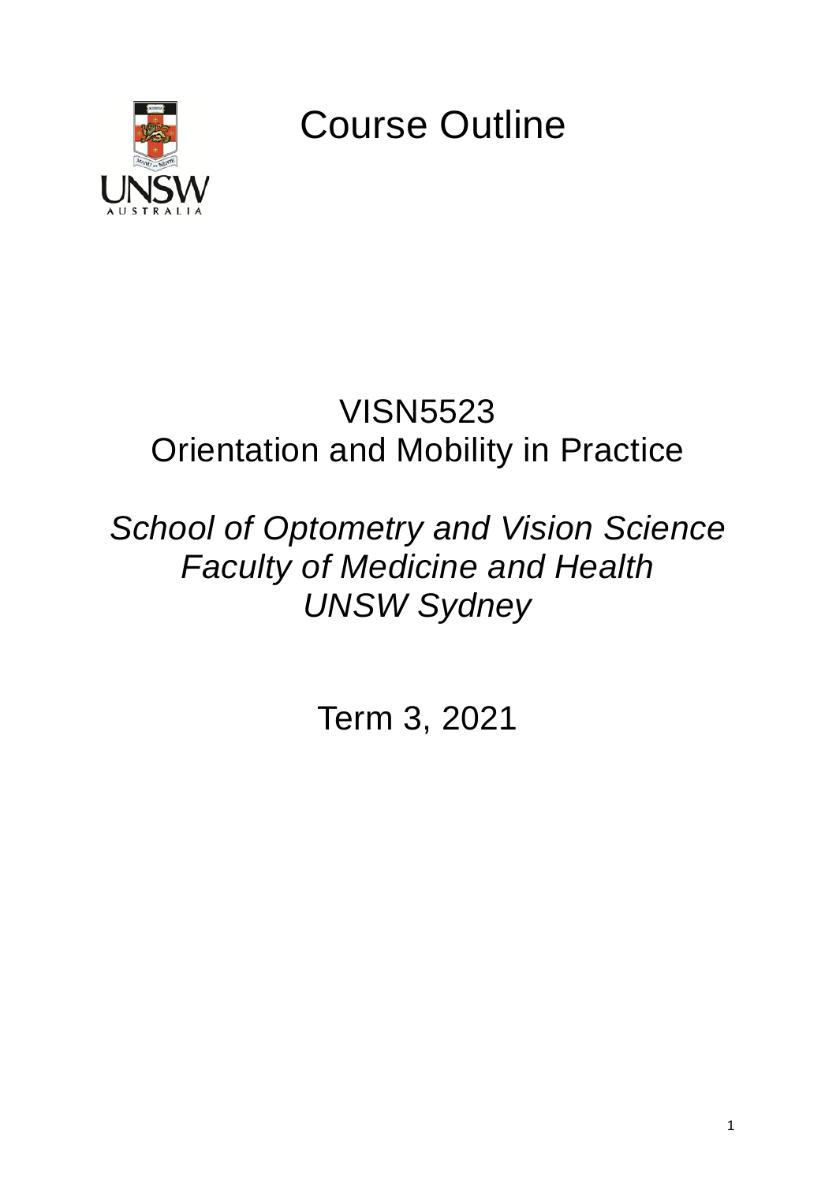# Course Outline

## VISN5523
## Orientation and Mobility in Practice

*School of Optometry and Vision Science*
*Faculty of Medicine and Health*
*UNSW Sydney*

Term 3, 2021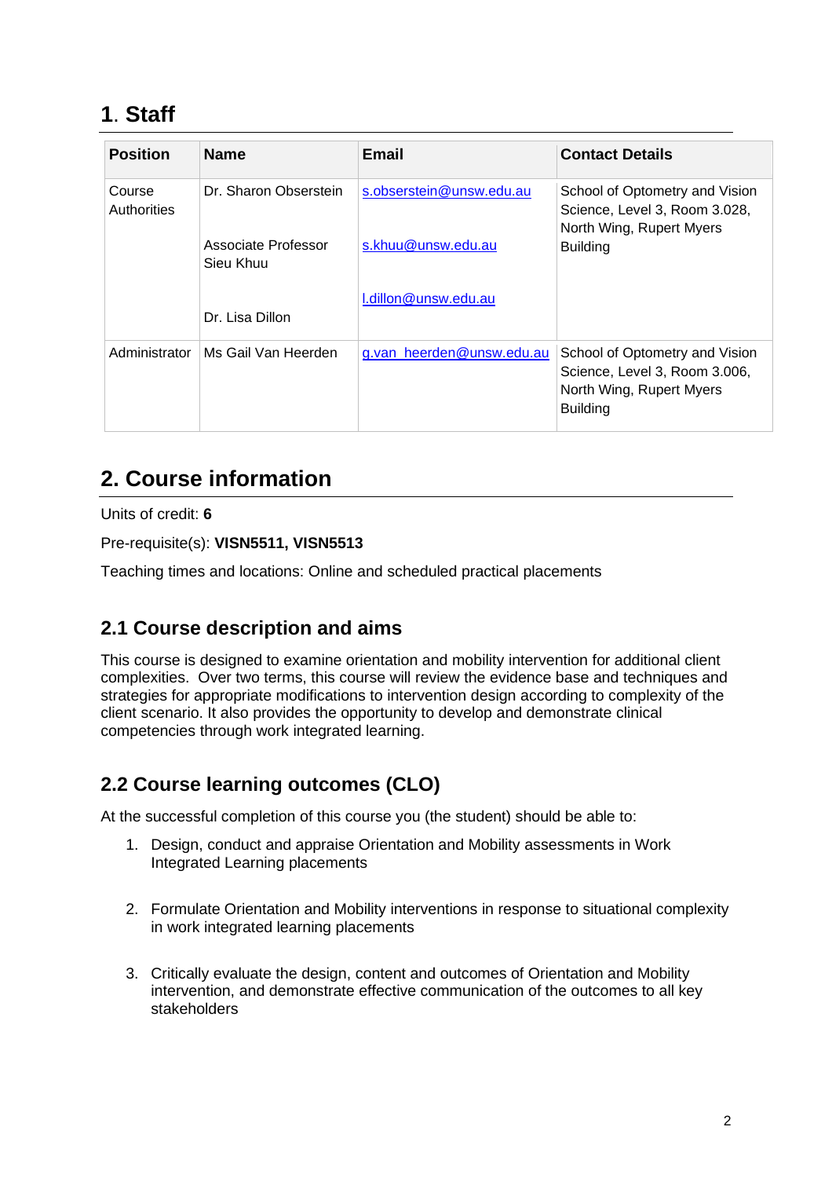# 1. Staff

| Position | Name | Email | Contact Details |
|---|---|---|---|
| Course Authorities | Dr. Sharon Obserstein<br><br>Associate Professor Sieu Khuu<br><br>Dr. Lisa Dillon | s.obserstein@unsw.edu.au<br><br>s.khuu@unsw.edu.au<br><br>l.dillon@unsw.edu.au | School of Optometry and Vision Science, Level 3, Room 3.028, North Wing, Rupert Myers Building |
| Administrator | Ms Gail Van Heerden | g.van_heerden@unsw.edu.au | School of Optometry and Vision Science, Level 3, Room 3.006, North Wing, Rupert Myers Building |

# 2. Course information

Units of credit: **6**

Pre-requisite(s): **VISN5511, VISN5513**

Teaching times and locations: Online and scheduled practical placements

## 2.1 Course description and aims

This course is designed to examine orientation and mobility intervention for additional client complexities. Over two terms, this course will review the evidence base and techniques and strategies for appropriate modifications to intervention design according to complexity of the client scenario. It also provides the opportunity to develop and demonstrate clinical competencies through work integrated learning.

## 2.2 Course learning outcomes (CLO)

At the successful completion of this course you (the student) should be able to:

1. Design, conduct and appraise Orientation and Mobility assessments in Work Integrated Learning placements

2. Formulate Orientation and Mobility interventions in response to situational complexity in work integrated learning placements

3. Critically evaluate the design, content and outcomes of Orientation and Mobility intervention, and demonstrate effective communication of the outcomes to all key stakeholders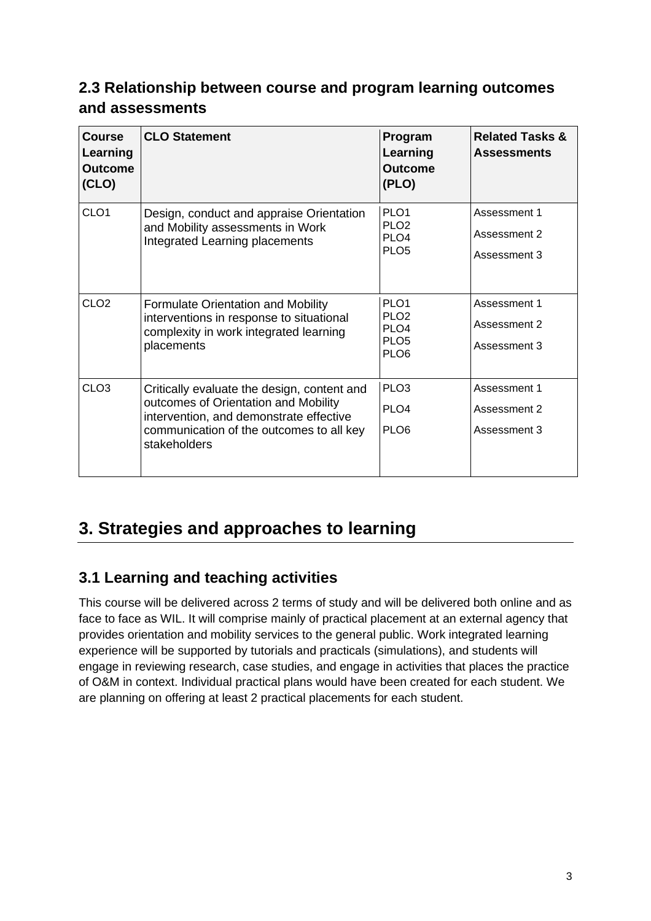### 2.3 Relationship between course and program learning outcomes and assessments

| Course Learning Outcome (CLO) | CLO Statement | Program Learning Outcome (PLO) | Related Tasks & Assessments |
|---|---|---|---|
| CLO1 | Design, conduct and appraise Orientation and Mobility assessments in Work Integrated Learning placements | PLO1<br>PLO2<br>PLO4<br>PLO5 | Assessment 1<br>Assessment 2<br>Assessment 3 |
| CLO2 | Formulate Orientation and Mobility interventions in response to situational complexity in work integrated learning placements | PLO1<br>PLO2<br>PLO4<br>PLO5<br>PLO6 | Assessment 1<br>Assessment 2<br>Assessment 3 |
| CLO3 | Critically evaluate the design, content and outcomes of Orientation and Mobility intervention, and demonstrate effective communication of the outcomes to all key stakeholders | PLO3<br>PLO4<br>PLO6 | Assessment 1<br>Assessment 2<br>Assessment 3 |

## 3. Strategies and approaches to learning

### 3.1 Learning and teaching activities

This course will be delivered across 2 terms of study and will be delivered both online and as face to face as WIL. It will comprise mainly of practical placement at an external agency that provides orientation and mobility services to the general public. Work integrated learning experience will be supported by tutorials and practicals (simulations), and students will engage in reviewing research, case studies, and engage in activities that places the practice of O&M in context. Individual practical plans would have been created for each student. We are planning on offering at least 2 practical placements for each student.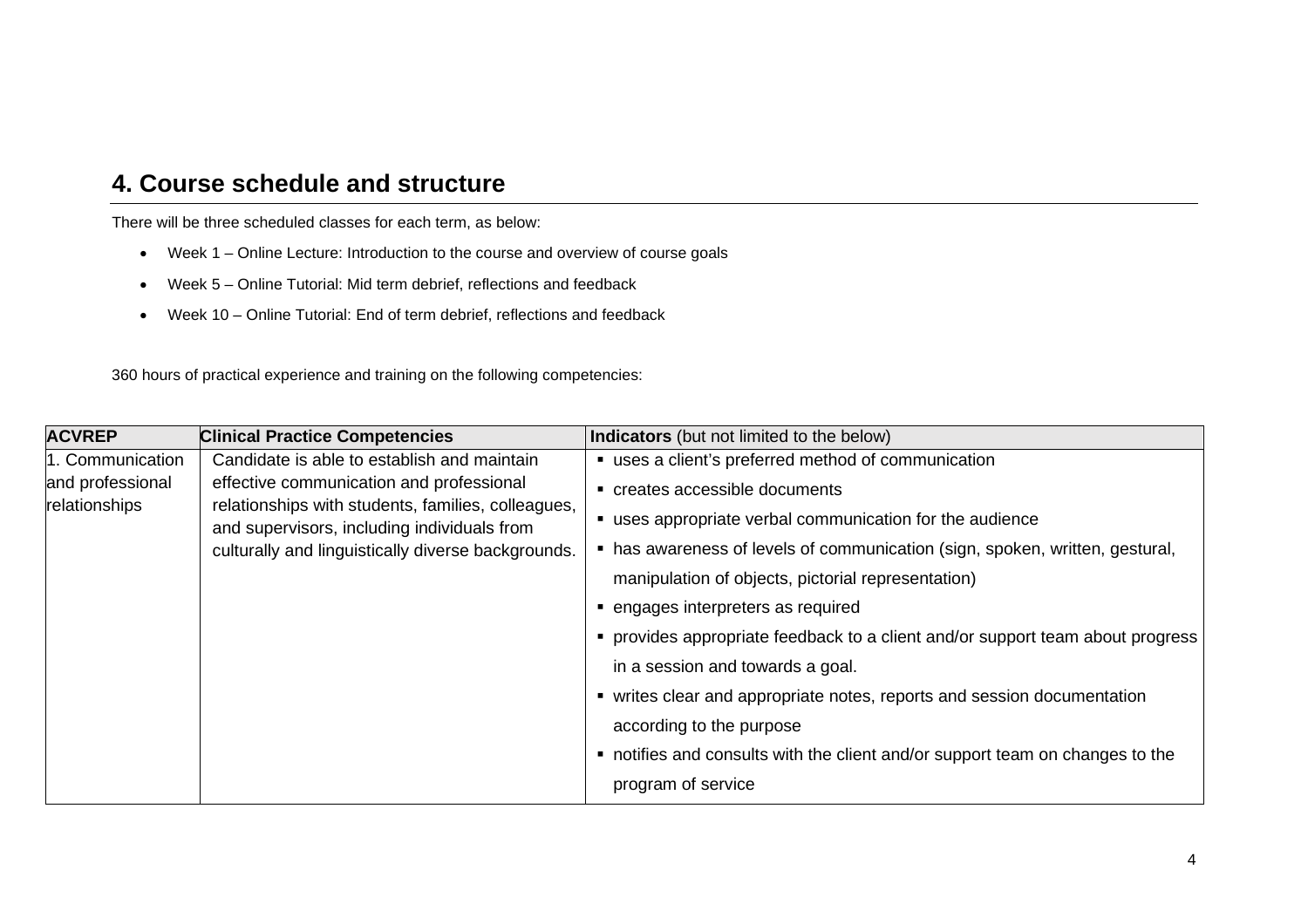## 4. Course schedule and structure

There will be three scheduled classes for each term, as below:

- Week 1 – Online Lecture: Introduction to the course and overview of course goals
- Week 5 – Online Tutorial: Mid term debrief, reflections and feedback
- Week 10 – Online Tutorial: End of term debrief, reflections and feedback

360 hours of practical experience and training on the following competencies:

| **ACVREP** | **Clinical Practice Competencies** | **Indicators** (but not limited to the below) |
|---|---|---|
| 1. Communication and professional relationships | Candidate is able to establish and maintain effective communication and professional relationships with students, families, colleagues, and supervisors, including individuals from culturally and linguistically diverse backgrounds. | ▪ uses a client's preferred method of communication<br>▪ creates accessible documents<br>▪ uses appropriate verbal communication for the audience<br>▪ has awareness of levels of communication (sign, spoken, written, gestural, manipulation of objects, pictorial representation)<br>▪ engages interpreters as required<br>▪ provides appropriate feedback to a client and/or support team about progress in a session and towards a goal.<br>▪ writes clear and appropriate notes, reports and session documentation according to the purpose<br>▪ notifies and consults with the client and/or support team on changes to the program of service |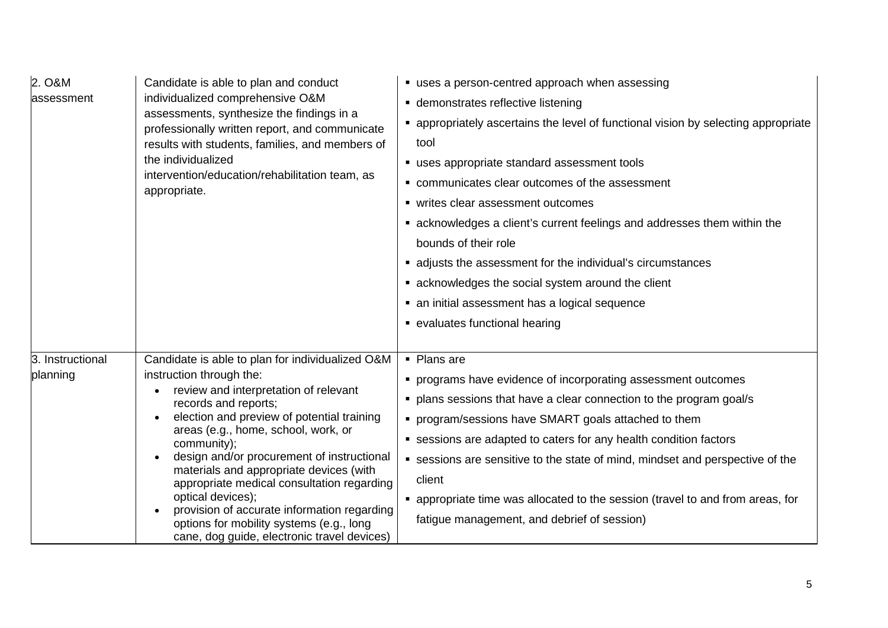| | | |
|---|---|---|
| 2. O&M assessment | Candidate is able to plan and conduct individualized comprehensive O&M assessments, synthesize the findings in a professionally written report, and communicate results with students, families, and members of the individualized intervention/education/rehabilitation team, as appropriate. | ▪ uses a person-centred approach when assessing<br>▪ demonstrates reflective listening<br>▪ appropriately ascertains the level of functional vision by selecting appropriate tool<br>▪ uses appropriate standard assessment tools<br>▪ communicates clear outcomes of the assessment<br>▪ writes clear assessment outcomes<br>▪ acknowledges a client's current feelings and addresses them within the bounds of their role<br>▪ adjusts the assessment for the individual's circumstances<br>▪ acknowledges the social system around the client<br>▪ an initial assessment has a logical sequence<br>▪ evaluates functional hearing |
| 3. Instructional planning | Candidate is able to plan for individualized O&M instruction through the:<br>• review and interpretation of relevant records and reports;<br>• election and preview of potential training areas (e.g., home, school, work, or community);<br>• design and/or procurement of instructional materials and appropriate devices (with appropriate medical consultation regarding optical devices);<br>• provision of accurate information regarding options for mobility systems (e.g., long cane, dog guide, electronic travel devices) | ▪ Plans are<br>▪ programs have evidence of incorporating assessment outcomes<br>▪ plans sessions that have a clear connection to the program goal/s<br>▪ program/sessions have SMART goals attached to them<br>▪ sessions are adapted to caters for any health condition factors<br>▪ sessions are sensitive to the state of mind, mindset and perspective of the client<br>▪ appropriate time was allocated to the session (travel to and from areas, for fatigue management, and debrief of session) |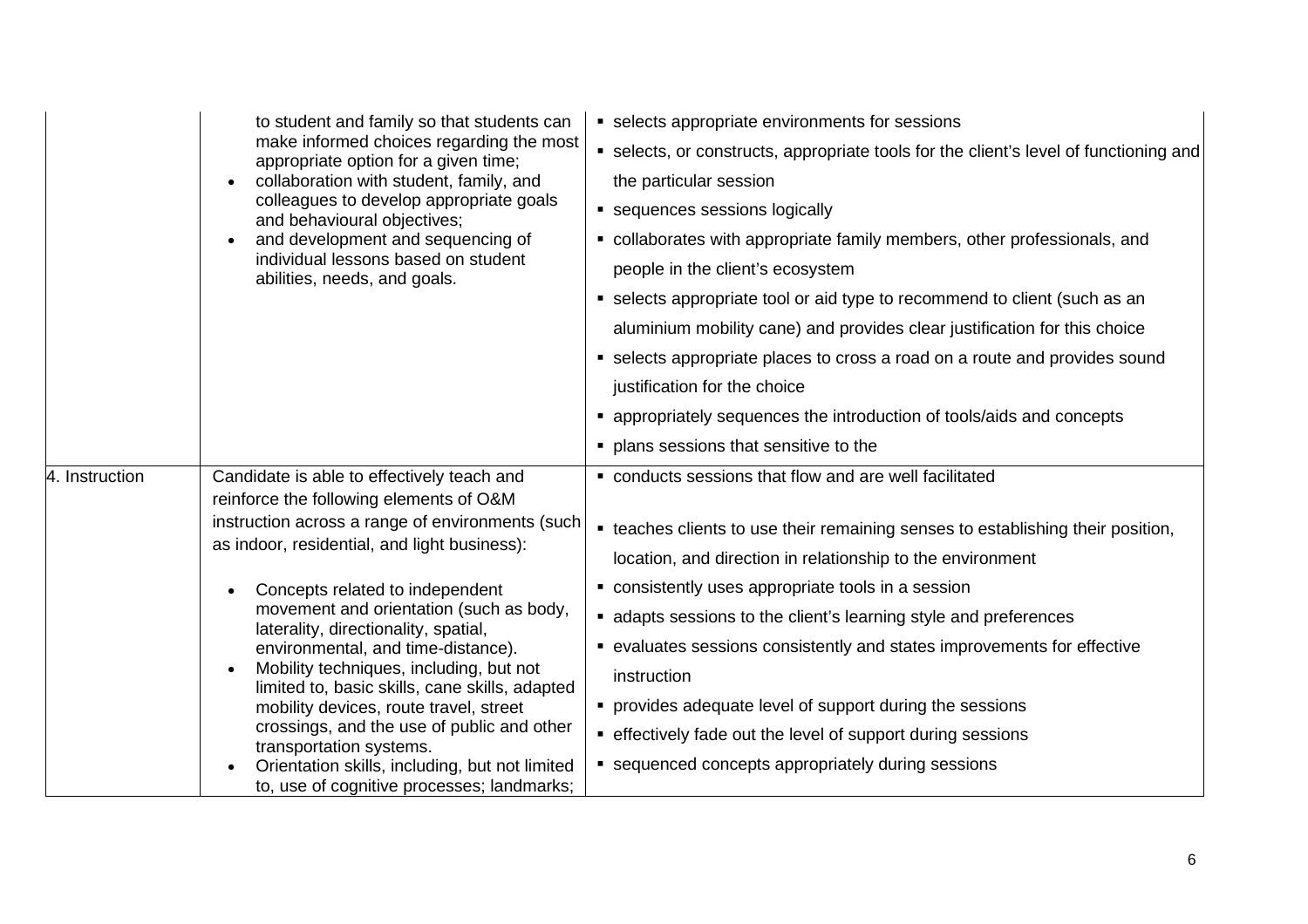|  |  |  |
|---|---|---|
|  | to student and family so that students can make informed choices regarding the most appropriate option for a given time;<br>• collaboration with student, family, and colleagues to develop appropriate goals and behavioural objectives;<br>• and development and sequencing of individual lessons based on student abilities, needs, and goals. | ▪ selects appropriate environments for sessions<br>▪ selects, or constructs, appropriate tools for the client's level of functioning and the particular session<br>▪ sequences sessions logically<br>▪ collaborates with appropriate family members, other professionals, and people in the client's ecosystem<br>▪ selects appropriate tool or aid type to recommend to client (such as an aluminium mobility cane) and provides clear justification for this choice<br>▪ selects appropriate places to cross a road on a route and provides sound justification for the choice<br>▪ appropriately sequences the introduction of tools/aids and concepts<br>▪ plans sessions that sensitive to the |
| 4. Instruction | Candidate is able to effectively teach and reinforce the following elements of O&M instruction across a range of environments (such as indoor, residential, and light business):<br><br>• Concepts related to independent movement and orientation (such as body, laterality, directionality, spatial, environmental, and time-distance).<br>• Mobility techniques, including, but not limited to, basic skills, cane skills, adapted mobility devices, route travel, street crossings, and the use of public and other transportation systems.<br>• Orientation skills, including, but not limited to, use of cognitive processes; landmarks; | ▪ conducts sessions that flow and are well facilitated<br><br>▪ teaches clients to use their remaining senses to establishing their position, location, and direction in relationship to the environment<br>▪ consistently uses appropriate tools in a session<br>▪ adapts sessions to the client's learning style and preferences<br>▪ evaluates sessions consistently and states improvements for effective instruction<br>▪ provides adequate level of support during the sessions<br>▪ effectively fade out the level of support during sessions<br>▪ sequenced concepts appropriately during sessions |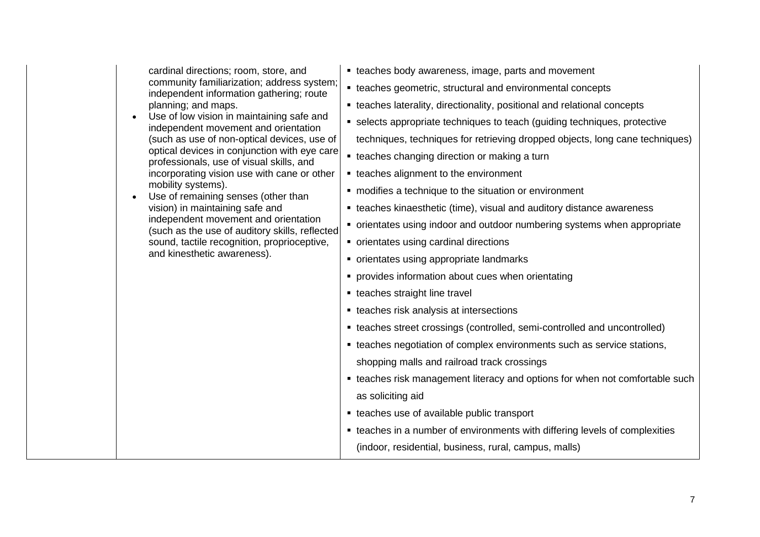| | | |
|---|---|---|
| | cardinal directions; room, store, and community familiarization; address system; independent information gathering; route planning; and maps.<br>• Use of low vision in maintaining safe and independent movement and orientation (such as use of non-optical devices, use of optical devices in conjunction with eye care professionals, use of visual skills, and incorporating vision use with cane or other mobility systems).<br>• Use of remaining senses (other than vision) in maintaining safe and independent movement and orientation (such as the use of auditory skills, reflected sound, tactile recognition, proprioceptive, and kinesthetic awareness). | ▪ teaches body awareness, image, parts and movement<br>▪ teaches geometric, structural and environmental concepts<br>▪ teaches laterality, directionality, positional and relational concepts<br>▪ selects appropriate techniques to teach (guiding techniques, protective techniques, techniques for retrieving dropped objects, long cane techniques)<br>▪ teaches changing direction or making a turn<br>▪ teaches alignment to the environment<br>▪ modifies a technique to the situation or environment<br>▪ teaches kinaesthetic (time), visual and auditory distance awareness<br>▪ orientates using indoor and outdoor numbering systems when appropriate<br>▪ orientates using cardinal directions<br>▪ orientates using appropriate landmarks<br>▪ provides information about cues when orientating<br>▪ teaches straight line travel<br>▪ teaches risk analysis at intersections<br>▪ teaches street crossings (controlled, semi-controlled and uncontrolled)<br>▪ teaches negotiation of complex environments such as service stations, shopping malls and railroad track crossings<br>▪ teaches risk management literacy and options for when not comfortable such as soliciting aid<br>▪ teaches use of available public transport<br>▪ teaches in a number of environments with differing levels of complexities (indoor, residential, business, rural, campus, malls) |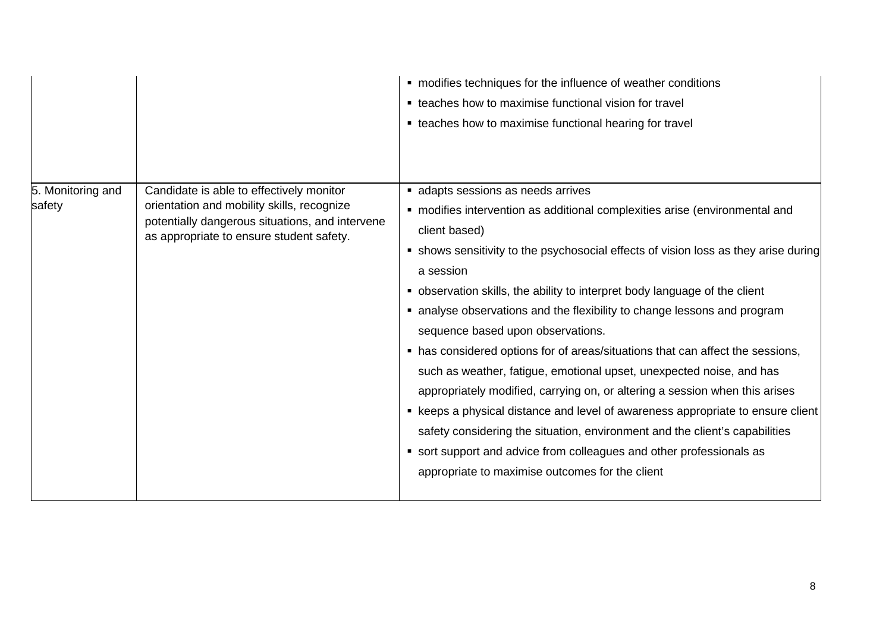| | | |
|---|---|---|
| | | ▪ modifies techniques for the influence of weather conditions<br>▪ teaches how to maximise functional vision for travel<br>▪ teaches how to maximise functional hearing for travel |
| 5. Monitoring and safety | Candidate is able to effectively monitor orientation and mobility skills, recognize potentially dangerous situations, and intervene as appropriate to ensure student safety. | ▪ adapts sessions as needs arrives<br>▪ modifies intervention as additional complexities arise (environmental and client based)<br>▪ shows sensitivity to the psychosocial effects of vision loss as they arise during a session<br>▪ observation skills, the ability to interpret body language of the client<br>▪ analyse observations and the flexibility to change lessons and program sequence based upon observations.<br>▪ has considered options for of areas/situations that can affect the sessions, such as weather, fatigue, emotional upset, unexpected noise, and has appropriately modified, carrying on, or altering a session when this arises<br>▪ keeps a physical distance and level of awareness appropriate to ensure client safety considering the situation, environment and the client's capabilities<br>▪ sort support and advice from colleagues and other professionals as appropriate to maximise outcomes for the client |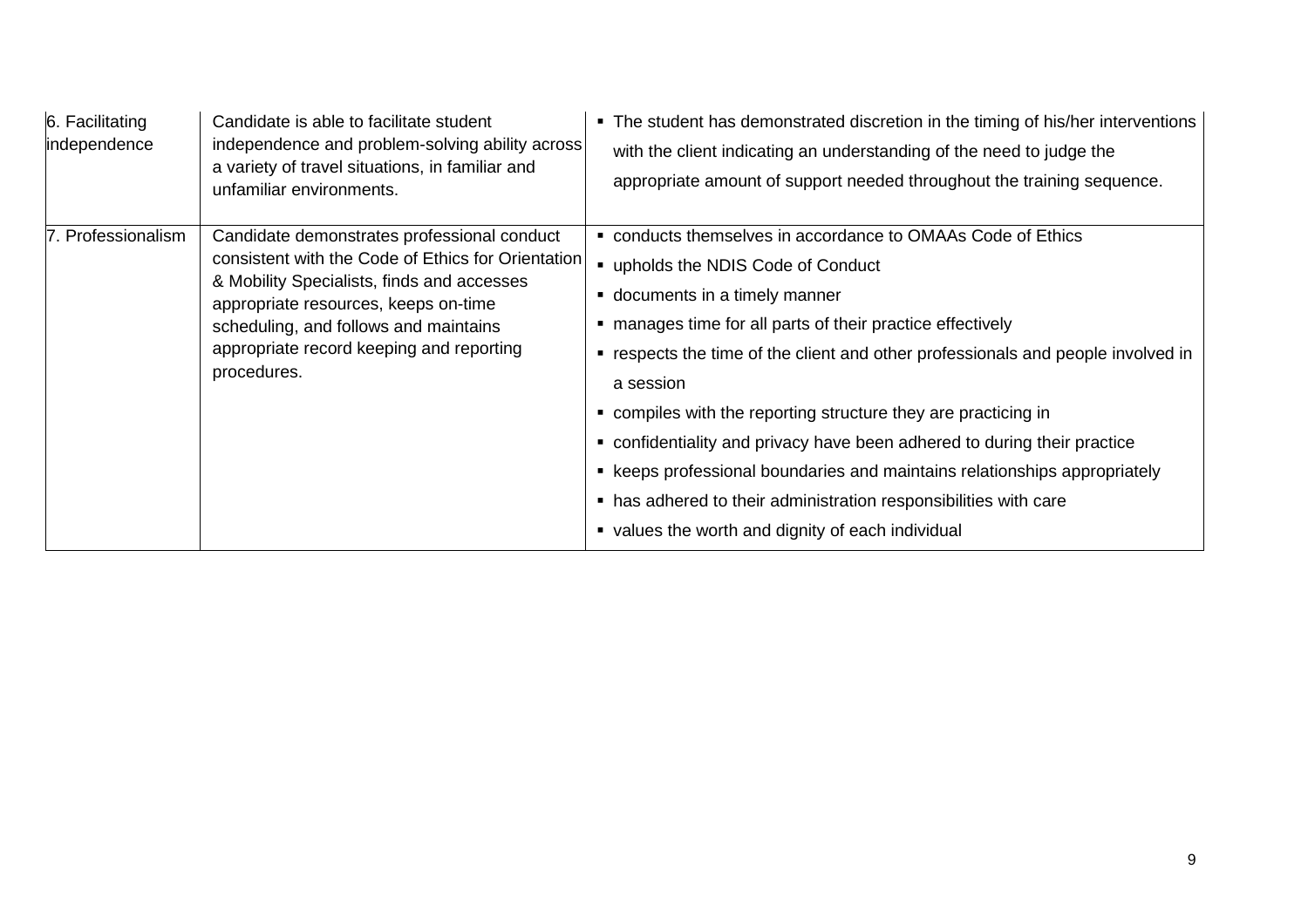| 6. Facilitating independence | Candidate is able to facilitate student independence and problem-solving ability across a variety of travel situations, in familiar and unfamiliar environments. | ▪ The student has demonstrated discretion in the timing of his/her interventions with the client indicating an understanding of the need to judge the appropriate amount of support needed throughout the training sequence. |
|---|---|---|
| 7. Professionalism | Candidate demonstrates professional conduct consistent with the Code of Ethics for Orientation & Mobility Specialists, finds and accesses appropriate resources, keeps on-time scheduling, and follows and maintains appropriate record keeping and reporting procedures. | ▪ conducts themselves in accordance to OMAAs Code of Ethics<br>▪ upholds the NDIS Code of Conduct<br>▪ documents in a timely manner<br>▪ manages time for all parts of their practice effectively<br>▪ respects the time of the client and other professionals and people involved in a session<br>▪ compiles with the reporting structure they are practicing in<br>▪ confidentiality and privacy have been adhered to during their practice<br>▪ keeps professional boundaries and maintains relationships appropriately<br>▪ has adhered to their administration responsibilities with care<br>▪ values the worth and dignity of each individual |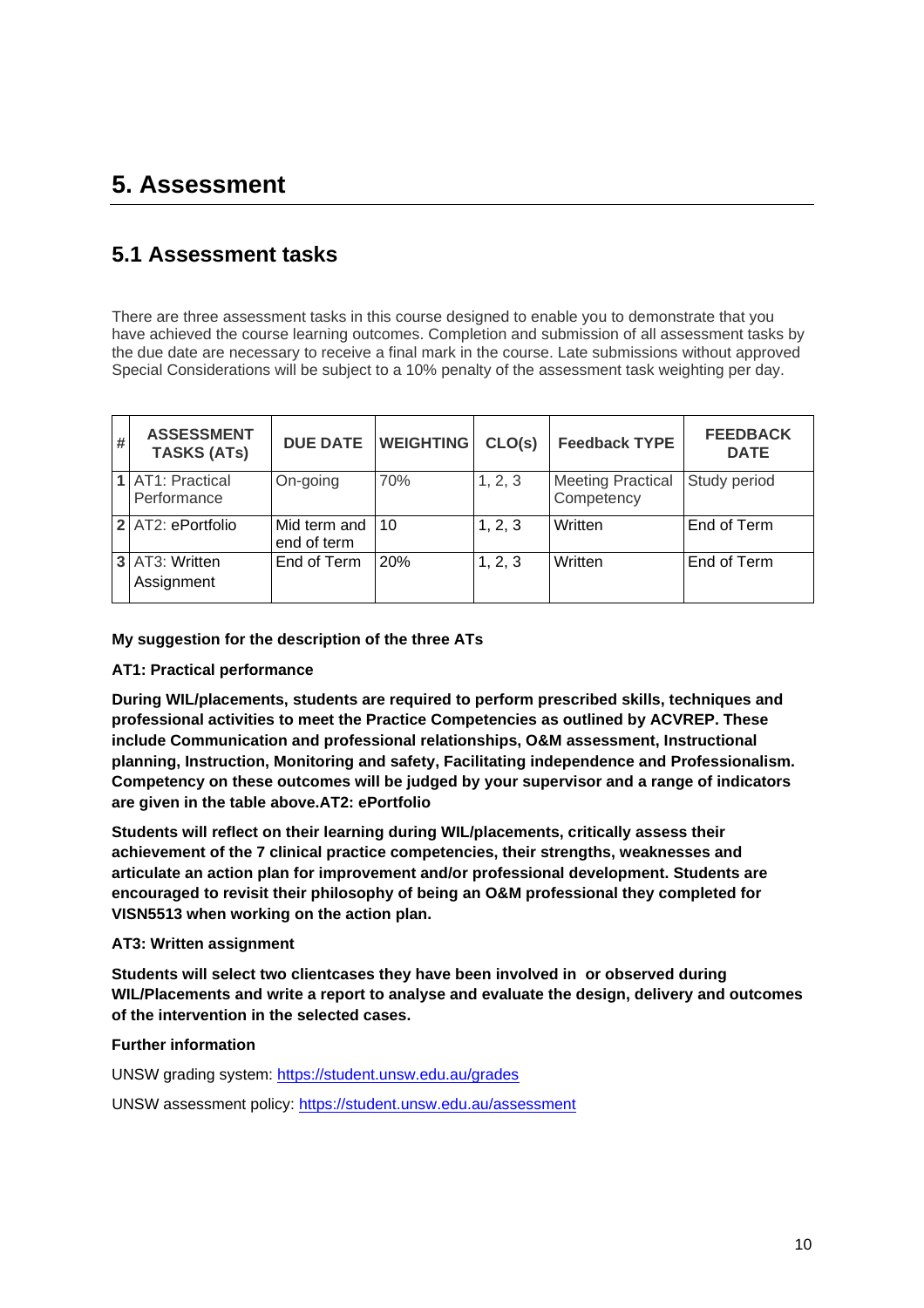# 5. Assessment

## 5.1 Assessment tasks

There are three assessment tasks in this course designed to enable you to demonstrate that you have achieved the course learning outcomes. Completion and submission of all assessment tasks by the due date are necessary to receive a final mark in the course. Late submissions without approved Special Considerations will be subject to a 10% penalty of the assessment task weighting per day.

| # | ASSESSMENT TASKS (ATs) | DUE DATE | WEIGHTING | CLO(s) | Feedback TYPE | FEEDBACK DATE |
|---|---|---|---|---|---|---|
| 1 | AT1: Practical Performance | On-going | 70% | 1, 2, 3 | Meeting Practical Competency | Study period |
| 2 | AT2: ePortfolio | Mid term and end of term | 10 | 1, 2, 3 | Written | End of Term |
| 3 | AT3: Written Assignment | End of Term | 20% | 1, 2, 3 | Written | End of Term |

**My suggestion for the description of the three ATs**

**AT1: Practical performance**

**During WIL/placements, students are required to perform prescribed skills, techniques and professional activities to meet the Practice Competencies as outlined by ACVREP. These include Communication and professional relationships, O&M assessment, Instructional planning, Instruction, Monitoring and safety, Facilitating independence and Professionalism. Competency on these outcomes will be judged by your supervisor and a range of indicators are given in the table above.AT2: ePortfolio**

**Students will reflect on their learning during WIL/placements, critically assess their achievement of the 7 clinical practice competencies, their strengths, weaknesses and articulate an action plan for improvement and/or professional development. Students are encouraged to revisit their philosophy of being an O&M professional they completed for VISN5513 when working on the action plan.**

**AT3: Written assignment**

**Students will select two clientcases they have been involved in or observed during WIL/Placements and write a report to analyse and evaluate the design, delivery and outcomes of the intervention in the selected cases.**

**Further information**

UNSW grading system: https://student.unsw.edu.au/grades

UNSW assessment policy: https://student.unsw.edu.au/assessment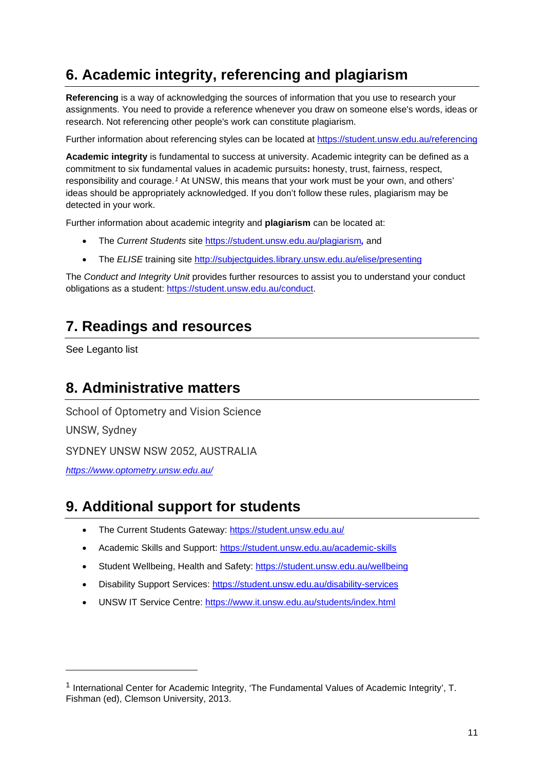## 6. Academic integrity, referencing and plagiarism

**Referencing** is a way of acknowledging the sources of information that you use to research your assignments. You need to provide a reference whenever you draw on someone else's words, ideas or research. Not referencing other people's work can constitute plagiarism.

Further information about referencing styles can be located at https://student.unsw.edu.au/referencing

**Academic integrity** is fundamental to success at university. Academic integrity can be defined as a commitment to six fundamental values in academic pursuits**:** honesty, trust, fairness, respect, responsibility and courage.[1] At UNSW, this means that your work must be your own, and others' ideas should be appropriately acknowledged. If you don't follow these rules, plagiarism may be detected in your work.

Further information about academic integrity and **plagiarism** can be located at:

- The *Current Students* site https://student.unsw.edu.au/plagiarism***,*** and
- The *ELISE* training site http://subjectguides.library.unsw.edu.au/elise/presenting

The *Conduct and Integrity Unit* provides further resources to assist you to understand your conduct obligations as a student: https://student.unsw.edu.au/conduct.

## 7. Readings and resources

See Leganto list

## 8. Administrative matters

School of Optometry and Vision Science

UNSW, Sydney

SYDNEY UNSW NSW 2052, AUSTRALIA

*https://www.optometry.unsw.edu.au/*

## 9. Additional support for students

- The Current Students Gateway: https://student.unsw.edu.au/
- Academic Skills and Support: https://student.unsw.edu.au/academic-skills
- Student Wellbeing, Health and Safety: https://student.unsw.edu.au/wellbeing
- Disability Support Services: https://student.unsw.edu.au/disability-services
- UNSW IT Service Centre: https://www.it.unsw.edu.au/students/index.html

---

[1] International Center for Academic Integrity, 'The Fundamental Values of Academic Integrity', T. Fishman (ed), Clemson University, 2013.